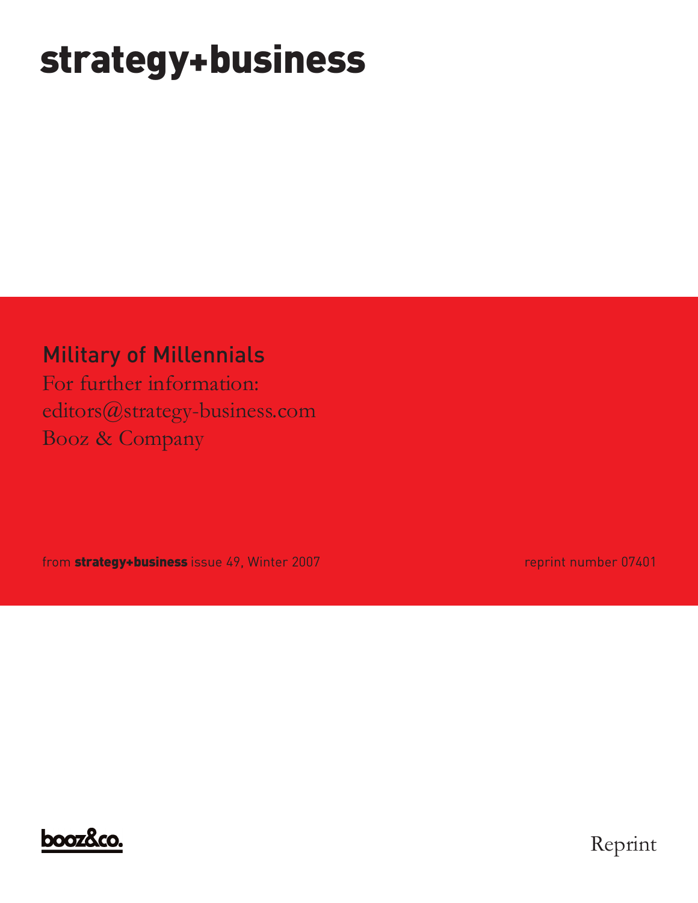# strategy+business

## Military of Millennials

For further information:

editors@strategy-business.com

Booz & Company

from **strategy+business** issue 49, Winter 2007

reprint number 07401

booz&co.

Reprint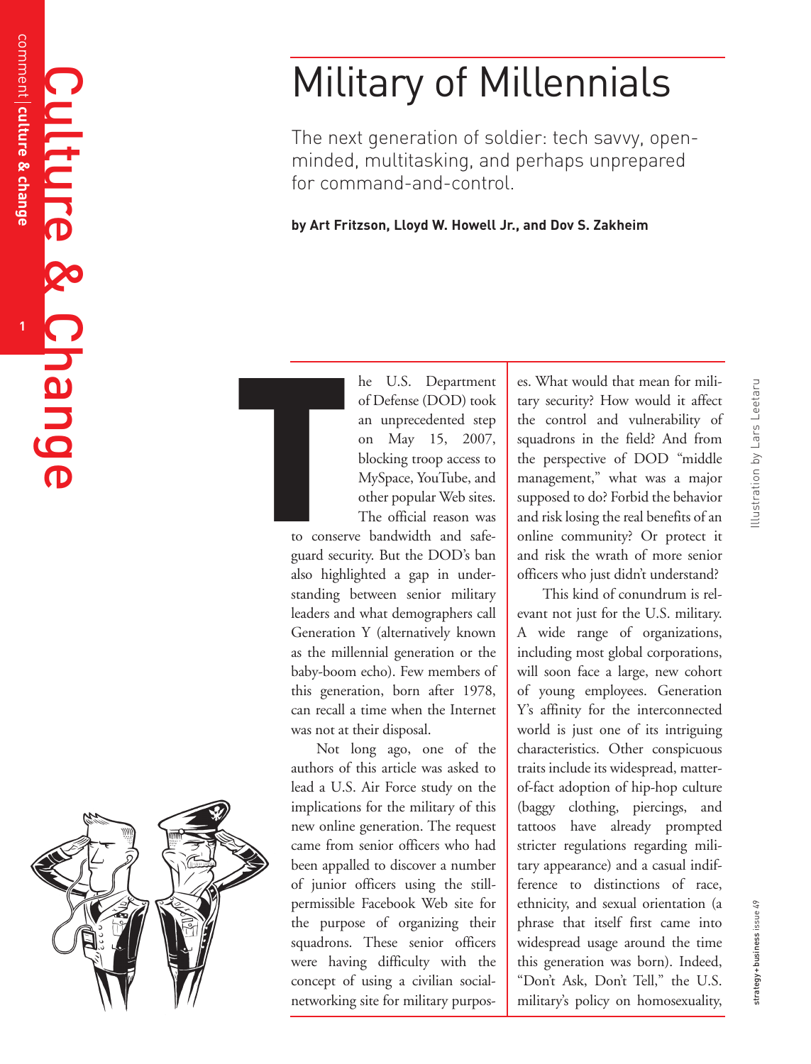# Military of Millennials

The next generation of soldier: tech savvy, open-minded, multitasking, and perhaps unprepared for command-and-control.

**by Art Fritzson, Lloyd W. Howell Jr., and Dov S. Zakheim**

Illustration by Lars Leetaru

The U.S. Department of Defense (DOD) took an unprecedented step on May 15, 2007, blocking troop access to MySpace, YouTube, and other popular Web sites. The official reason was to conserve bandwidth and safeguard security. But the DOD's ban also highlighted a gap in understanding between senior military leaders and what demographers call Generation Y (alternatively known as the millennial generation or the baby-boom echo). Few members of this generation, born after 1978, can recall a time when the Internet was not at their disposal.

Not long ago, one of the authors of this article was asked to lead a U.S. Air Force study on the implications for the military of this new online generation. The request came from senior officers who had been appalled to discover a number of junior officers using the still-permissible Facebook Web site for the purpose of organizing their squadrons. These senior officers were having difficulty with the concept of using a civilian social-networking site for military purposes. What would that mean for military security? How would it affect the control and vulnerability of squadrons in the field? And from the perspective of DOD "middle management," what was a major supposed to do? Forbid the behavior and risk losing the real benefits of an online community? Or protect it and risk the wrath of more senior officers who just didn't understand?

This kind of conundrum is relevant not just for the U.S. military. A wide range of organizations, including most global corporations, will soon face a large, new cohort of young employees. Generation Y's affinity for the interconnected world is just one of its intriguing characteristics. Other conspicuous traits include its widespread, matter-of-fact adoption of hip-hop culture (baggy clothing, piercings, and tattoos have already prompted stricter regulations regarding military appearance) and a casual indifference to distinctions of race, ethnicity, and sexual orientation (a phrase that itself first came into widespread usage around the time this generation was born). Indeed, "Don't Ask, Don't Tell," the U.S. military's policy on homosexuality,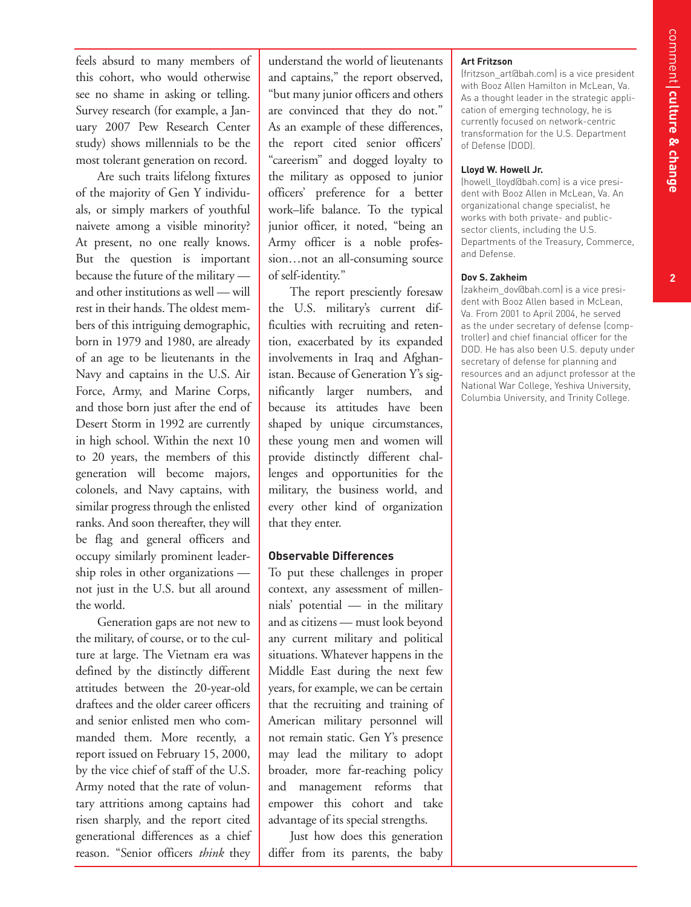feels absurd to many members of this cohort, who would otherwise see no shame in asking or telling. Survey research (for example, a January 2007 Pew Research Center study) shows millennials to be the most tolerant generation on record.

Are such traits lifelong fixtures of the majority of Gen Y individuals, or simply markers of youthful naivete among a visible minority? At present, no one really knows. But the question is important because the future of the military — and other institutions as well — will rest in their hands. The oldest members of this intriguing demographic, born in 1979 and 1980, are already of an age to be lieutenants in the Navy and captains in the U.S. Air Force, Army, and Marine Corps, and those born just after the end of Desert Storm in 1992 are currently in high school. Within the next 10 to 20 years, the members of this generation will become majors, colonels, and Navy captains, with similar progress through the enlisted ranks. And soon thereafter, they will be flag and general officers and occupy similarly prominent leadership roles in other organizations — not just in the U.S. but all around the world.

Generation gaps are not new to the military, of course, or to the culture at large. The Vietnam era was defined by the distinctly different attitudes between the 20-year-old draftees and the older career officers and senior enlisted men who commanded them. More recently, a report issued on February 15, 2000, by the vice chief of staff of the U.S. Army noted that the rate of voluntary attritions among captains had risen sharply, and the report cited generational differences as a chief reason. "Senior officers *think* they understand the world of lieutenants and captains," the report observed, "but many junior officers and others are convinced that they do not." As an example of these differences, the report cited senior officers' "careerism" and dogged loyalty to the military as opposed to junior officers' preference for a better work–life balance. To the typical junior officer, it noted, "being an Army officer is a noble profession…not an all-consuming source of self-identity."

The report presciently foresaw the U.S. military's current difficulties with recruiting and retention, exacerbated by its expanded involvements in Iraq and Afghanistan. Because of Generation Y's significantly larger numbers, and because its attitudes have been shaped by unique circumstances, these young men and women will provide distinctly different challenges and opportunities for the military, the business world, and every other kind of organization that they enter.

### Observable Differences

To put these challenges in proper context, any assessment of millennials' potential — in the military and as citizens — must look beyond any current military and political situations. Whatever happens in the Middle East during the next few years, for example, we can be certain that the recruiting and training of American military personnel will not remain static. Gen Y's presence may lead the military to adopt broader, more far-reaching policy and management reforms that empower this cohort and take advantage of its special strengths.

Just how does this generation differ from its parents, the baby

**Art Fritzson**
(fritzson_art@bah.com) is a vice president with Booz Allen Hamilton in McLean, Va. As a thought leader in the strategic application of emerging technology, he is currently focused on network-centric transformation for the U.S. Department of Defense (DOD).

**Lloyd W. Howell Jr.**
(howell_lloyd@bah.com) is a vice president with Booz Allen in McLean, Va. An organizational change specialist, he works with both private- and public-sector clients, including the U.S. Departments of the Treasury, Commerce, and Defense.

**Dov S. Zakheim**
(zakheim_dov@bah.com) is a vice president with Booz Allen based in McLean, Va. From 2001 to April 2004, he served as the under secretary of defense (comptroller) and chief financial officer for the DOD. He has also been U.S. deputy under secretary of defense for planning and resources and an adjunct professor at the National War College, Yeshiva University, Columbia University, and Trinity College.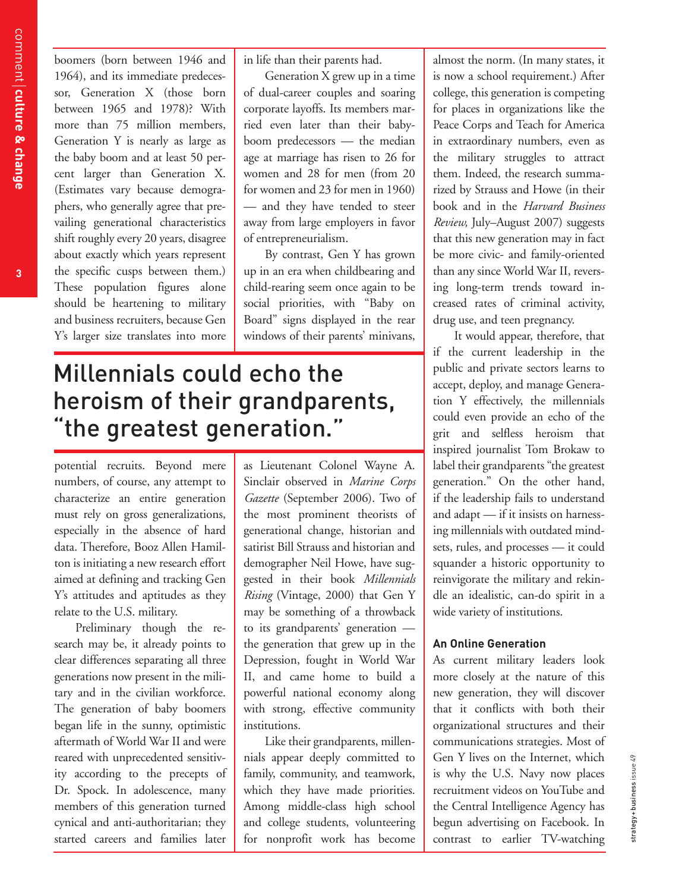boomers (born between 1946 and 1964), and its immediate predecessor, Generation X (those born between 1965 and 1978)? With more than 75 million members, Generation Y is nearly as large as the baby boom and at least 50 percent larger than Generation X. (Estimates vary because demographers, who generally agree that prevailing generational characteristics shift roughly every 20 years, disagree about exactly which years represent the specific cusps between them.) These population figures alone should be heartening to military and business recruiters, because Gen Y's larger size translates into more potential recruits. Beyond mere numbers, of course, any attempt to characterize an entire generation must rely on gross generalizations, especially in the absence of hard data. Therefore, Booz Allen Hamilton is initiating a new research effort aimed at defining and tracking Gen Y's attitudes and aptitudes as they relate to the U.S. military.

Preliminary though the research may be, it already points to clear differences separating all three generations now present in the military and in the civilian workforce. The generation of baby boomers began life in the sunny, optimistic aftermath of World War II and were reared with unprecedented sensitivity according to the precepts of Dr. Spock. In adolescence, many members of this generation turned cynical and anti-authoritarian; they started careers and families later in life than their parents had.

Generation X grew up in a time of dual-career couples and soaring corporate layoffs. Its members married even later than their baby-boom predecessors — the median age at marriage has risen to 26 for women and 28 for men (from 20 for women and 23 for men in 1960) — and they have tended to steer away from large employers in favor of entrepreneurialism.

By contrast, Gen Y has grown up in an era when childbearing and child-rearing seem once again to be social priorities, with "Baby on Board" signs displayed in the rear windows of their parents' minivans, as Lieutenant Colonel Wayne A. Sinclair observed in *Marine Corps Gazette* (September 2006). Two of the most prominent theorists of generational change, historian and satirist Bill Strauss and historian and demographer Neil Howe, have suggested in their book *Millennials Rising* (Vintage, 2000) that Gen Y may be something of a throwback to its grandparents' generation — the generation that grew up in the Depression, fought in World War II, and came home to build a powerful national economy along with strong, effective community institutions.

## Millennials could echo the heroism of their grandparents, "the greatest generation."

Like their grandparents, millennials appear deeply committed to family, community, and teamwork, which they have made priorities. Among middle-class high school and college students, volunteering for nonprofit work has become almost the norm. (In many states, it is now a school requirement.) After college, this generation is competing for places in organizations like the Peace Corps and Teach for America in extraordinary numbers, even as the military struggles to attract them. Indeed, the research summarized by Strauss and Howe (in their book and in the *Harvard Business Review,* July–August 2007) suggests that this new generation may in fact be more civic- and family-oriented than any since World War II, reversing long-term trends toward increased rates of criminal activity, drug use, and teen pregnancy.

It would appear, therefore, that if the current leadership in the public and private sectors learns to accept, deploy, and manage Generation Y effectively, the millennials could even provide an echo of the grit and selfless heroism that inspired journalist Tom Brokaw to label their grandparents "the greatest generation." On the other hand, if the leadership fails to understand and adapt — if it insists on harnessing millennials with outdated mindsets, rules, and processes — it could squander a historic opportunity to reinvigorate the military and rekindle an idealistic, can-do spirit in a wide variety of institutions.

### An Online Generation

As current military leaders look more closely at the nature of this new generation, they will discover that it conflicts with both their organizational structures and their communications strategies. Most of Gen Y lives on the Internet, which is why the U.S. Navy now places recruitment videos on YouTube and the Central Intelligence Agency has begun advertising on Facebook. In contrast to earlier TV-watching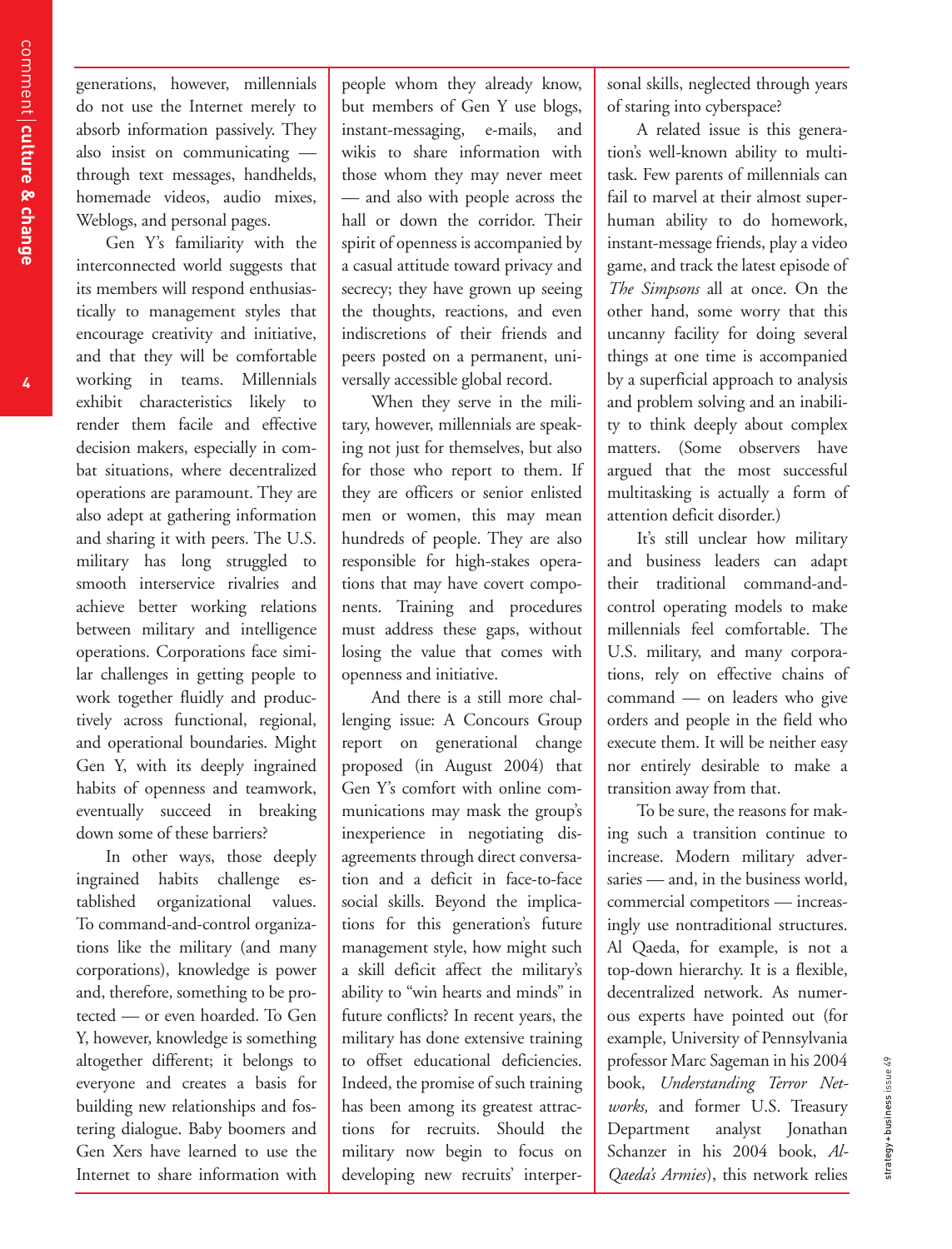generations, however, millennials do not use the Internet merely to absorb information passively. They also insist on communicating — through text messages, handhelds, homemade videos, audio mixes, Weblogs, and personal pages.

Gen Y's familiarity with the interconnected world suggests that its members will respond enthusiastically to management styles that encourage creativity and initiative, and that they will be comfortable working in teams. Millennials exhibit characteristics likely to render them facile and effective decision makers, especially in combat situations, where decentralized operations are paramount. They are also adept at gathering information and sharing it with peers. The U.S. military has long struggled to smooth interservice rivalries and achieve better working relations between military and intelligence operations. Corporations face similar challenges in getting people to work together fluidly and productively across functional, regional, and operational boundaries. Might Gen Y, with its deeply ingrained habits of openness and teamwork, eventually succeed in breaking down some of these barriers?

In other ways, those deeply ingrained habits challenge established organizational values. To command-and-control organizations like the military (and many corporations), knowledge is power and, therefore, something to be protected — or even hoarded. To Gen Y, however, knowledge is something altogether different; it belongs to everyone and creates a basis for building new relationships and fostering dialogue. Baby boomers and Gen Xers have learned to use the Internet to share information with people whom they already know, but members of Gen Y use blogs, instant-messaging, e-mails, and wikis to share information with those whom they may never meet — and also with people across the hall or down the corridor. Their spirit of openness is accompanied by a casual attitude toward privacy and secrecy; they have grown up seeing the thoughts, reactions, and even indiscretions of their friends and peers posted on a permanent, universally accessible global record.

When they serve in the military, however, millennials are speaking not just for themselves, but also for those who report to them. If they are officers or senior enlisted men or women, this may mean hundreds of people. They are also responsible for high-stakes operations that may have covert components. Training and procedures must address these gaps, without losing the value that comes with openness and initiative.

And there is a still more challenging issue: A Concours Group report on generational change proposed (in August 2004) that Gen Y's comfort with online communications may mask the group's inexperience in negotiating disagreements through direct conversation and a deficit in face-to-face social skills. Beyond the implications for this generation's future management style, how might such a skill deficit affect the military's ability to "win hearts and minds" in future conflicts? In recent years, the military has done extensive training to offset educational deficiencies. Indeed, the promise of such training has been among its greatest attractions for recruits. Should the military now begin to focus on developing new recruits' interpersonal skills, neglected through years of staring into cyberspace?

A related issue is this generation's well-known ability to multitask. Few parents of millennials can fail to marvel at their almost superhuman ability to do homework, instant-message friends, play a video game, and track the latest episode of *The Simpsons* all at once. On the other hand, some worry that this uncanny facility for doing several things at one time is accompanied by a superficial approach to analysis and problem solving and an inability to think deeply about complex matters. (Some observers have argued that the most successful multitasking is actually a form of attention deficit disorder.)

It's still unclear how military and business leaders can adapt their traditional command-and-control operating models to make millennials feel comfortable. The U.S. military, and many corporations, rely on effective chains of command — on leaders who give orders and people in the field who execute them. It will be neither easy nor entirely desirable to make a transition away from that.

To be sure, the reasons for making such a transition continue to increase. Modern military adversaries — and, in the business world, commercial competitors — increasingly use nontraditional structures. Al Qaeda, for example, is not a top-down hierarchy. It is a flexible, decentralized network. As numerous experts have pointed out (for example, University of Pennsylvania professor Marc Sageman in his 2004 book, *Understanding Terror Networks,* and former U.S. Treasury Department analyst Jonathan Schanzer in his 2004 book, *Al-Qaeda's Armies*), this network relies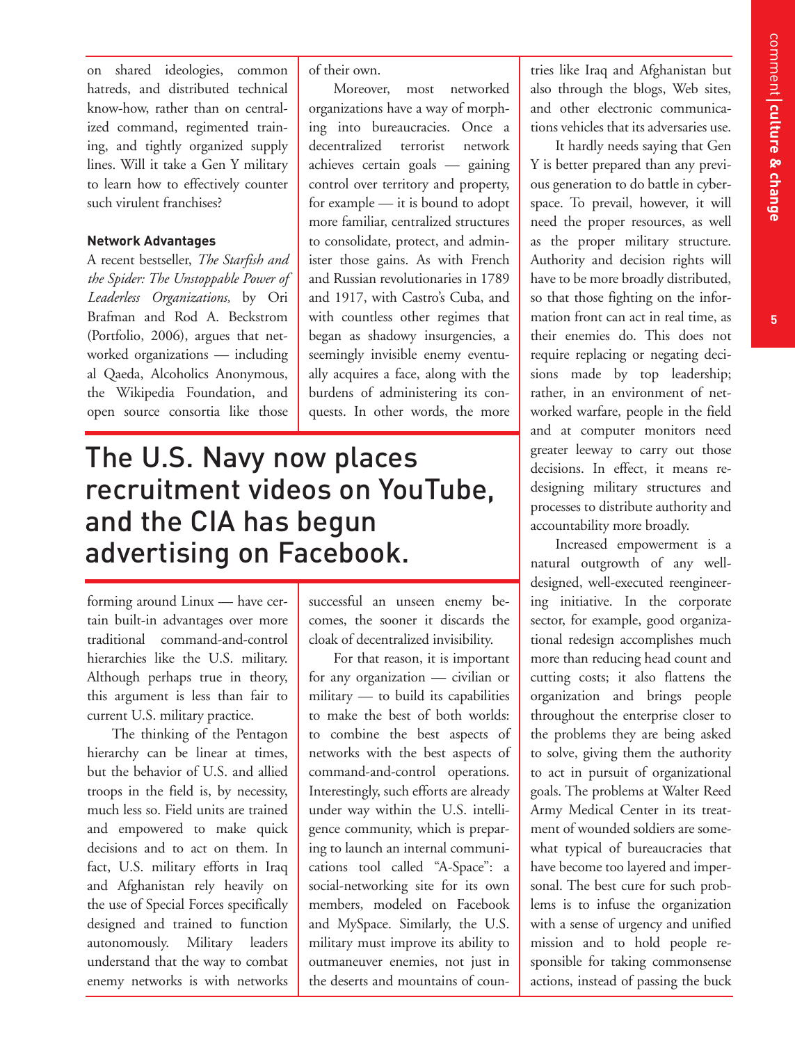on shared ideologies, common hatreds, and distributed technical know-how, rather than on centralized command, regimented training, and tightly organized supply lines. Will it take a Gen Y military to learn how to effectively counter such virulent franchises?

### Network Advantages

A recent bestseller, *The Starfish and the Spider: The Unstoppable Power of Leaderless Organizations,* by Ori Brafman and Rod A. Beckstrom (Portfolio, 2006), argues that networked organizations — including al Qaeda, Alcoholics Anonymous, the Wikipedia Foundation, and open source consortia like those forming around Linux — have certain built-in advantages over more traditional command-and-control hierarchies like the U.S. military. Although perhaps true in theory, this argument is less than fair to current U.S. military practice.

The thinking of the Pentagon hierarchy can be linear at times, but the behavior of U.S. and allied troops in the field is, by necessity, much less so. Field units are trained and empowered to make quick decisions and to act on them. In fact, U.S. military efforts in Iraq and Afghanistan rely heavily on the use of Special Forces specifically designed and trained to function autonomously. Military leaders understand that the way to combat enemy networks is with networks of their own.

Moreover, most networked organizations have a way of morphing into bureaucracies. Once a decentralized terrorist network achieves certain goals — gaining control over territory and property, for example — it is bound to adopt more familiar, centralized structures to consolidate, protect, and administer those gains. As with French and Russian revolutionaries in 1789 and 1917, with Castro's Cuba, and with countless other regimes that began as shadowy insurgencies, a seemingly invisible enemy eventually acquires a face, along with the burdens of administering its conquests. In other words, the more successful an unseen enemy becomes, the sooner it discards the cloak of decentralized invisibility.

## The U.S. Navy now places recruitment videos on YouTube, and the CIA has begun advertising on Facebook.

For that reason, it is important for any organization — civilian or military — to build its capabilities to make the best of both worlds: to combine the best aspects of networks with the best aspects of command-and-control operations. Interestingly, such efforts are already under way within the U.S. intelligence community, which is preparing to launch an internal communications tool called "A-Space": a social-networking site for its own members, modeled on Facebook and MySpace. Similarly, the U.S. military must improve its ability to outmaneuver enemies, not just in the deserts and mountains of countries like Iraq and Afghanistan but also through the blogs, Web sites, and other electronic communications vehicles that its adversaries use.

It hardly needs saying that Gen Y is better prepared than any previous generation to do battle in cyberspace. To prevail, however, it will need the proper resources, as well as the proper military structure. Authority and decision rights will have to be more broadly distributed, so that those fighting on the information front can act in real time, as their enemies do. This does not require replacing or negating decisions made by top leadership; rather, in an environment of networked warfare, people in the field and at computer monitors need greater leeway to carry out those decisions. In effect, it means redesigning military structures and processes to distribute authority and accountability more broadly.

Increased empowerment is a natural outgrowth of any well-designed, well-executed reengineering initiative. In the corporate sector, for example, good organizational redesign accomplishes much more than reducing head count and cutting costs; it also flattens the organization and brings people throughout the enterprise closer to the problems they are being asked to solve, giving them the authority to act in pursuit of organizational goals. The problems at Walter Reed Army Medical Center in its treatment of wounded soldiers are somewhat typical of bureaucracies that have become too layered and impersonal. The best cure for such problems is to infuse the organization with a sense of urgency and unified mission and to hold people responsible for taking commonsense actions, instead of passing the buck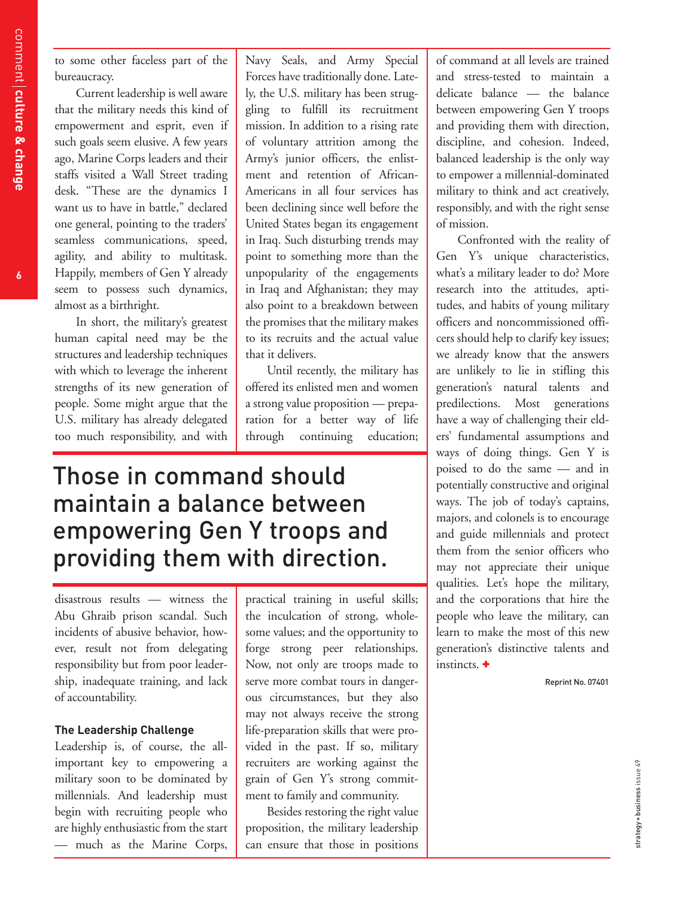to some other faceless part of the bureaucracy.

Current leadership is well aware that the military needs this kind of empowerment and esprit, even if such goals seem elusive. A few years ago, Marine Corps leaders and their staffs visited a Wall Street trading desk. "These are the dynamics I want us to have in battle," declared one general, pointing to the traders' seamless communications, speed, agility, and ability to multitask. Happily, members of Gen Y already seem to possess such dynamics, almost as a birthright.

In short, the military's greatest human capital need may be the structures and leadership techniques with which to leverage the inherent strengths of its new generation of people. Some might argue that the U.S. military has already delegated too much responsibility, and with disastrous results — witness the Abu Ghraib prison scandal. Such incidents of abusive behavior, however, result not from delegating responsibility but from poor leadership, inadequate training, and lack of accountability.

### The Leadership Challenge

Leadership is, of course, the all-important key to empowering a military soon to be dominated by millennials. And leadership must begin with recruiting people who are highly enthusiastic from the start — much as the Marine Corps, Navy Seals, and Army Special Forces have traditionally done. Lately, the U.S. military has been struggling to fulfill its recruitment mission. In addition to a rising rate of voluntary attrition among the Army's junior officers, the enlistment and retention of African-Americans in all four services has been declining since well before the United States began its engagement in Iraq. Such disturbing trends may point to something more than the unpopularity of the engagements in Iraq and Afghanistan; they may also point to a breakdown between the promises that the military makes to its recruits and the actual value that it delivers.

Until recently, the military has offered its enlisted men and women a strong value proposition — preparation for a better way of life through continuing education; practical training in useful skills; the inculcation of strong, wholesome values; and the opportunity to forge strong peer relationships. Now, not only are troops made to serve more combat tours in dangerous circumstances, but they also may not always receive the strong life-preparation skills that were provided in the past. If so, military recruiters are working against the grain of Gen Y's strong commitment to family and community.

> **Those in command should maintain a balance between empowering Gen Y troops and providing them with direction.**

Besides restoring the right value proposition, the military leadership can ensure that those in positions of command at all levels are trained and stress-tested to maintain a delicate balance — the balance between empowering Gen Y troops and providing them with direction, discipline, and cohesion. Indeed, balanced leadership is the only way to empower a millennial-dominated military to think and act creatively, responsibly, and with the right sense of mission.

Confronted with the reality of Gen Y's unique characteristics, what's a military leader to do? More research into the attitudes, aptitudes, and habits of young military officers and noncommissioned officers should help to clarify key issues; we already know that the answers are unlikely to lie in stifling this generation's natural talents and predilections. Most generations have a way of challenging their elders' fundamental assumptions and ways of doing things. Gen Y is poised to do the same — and in potentially constructive and original ways. The job of today's captains, majors, and colonels is to encourage and guide millennials and protect them from the senior officers who may not appreciate their unique qualities. Let's hope the military, and the corporations that hire the people who leave the military, can learn to make the most of this new generation's distinctive talents and instincts. +

Reprint No. 07401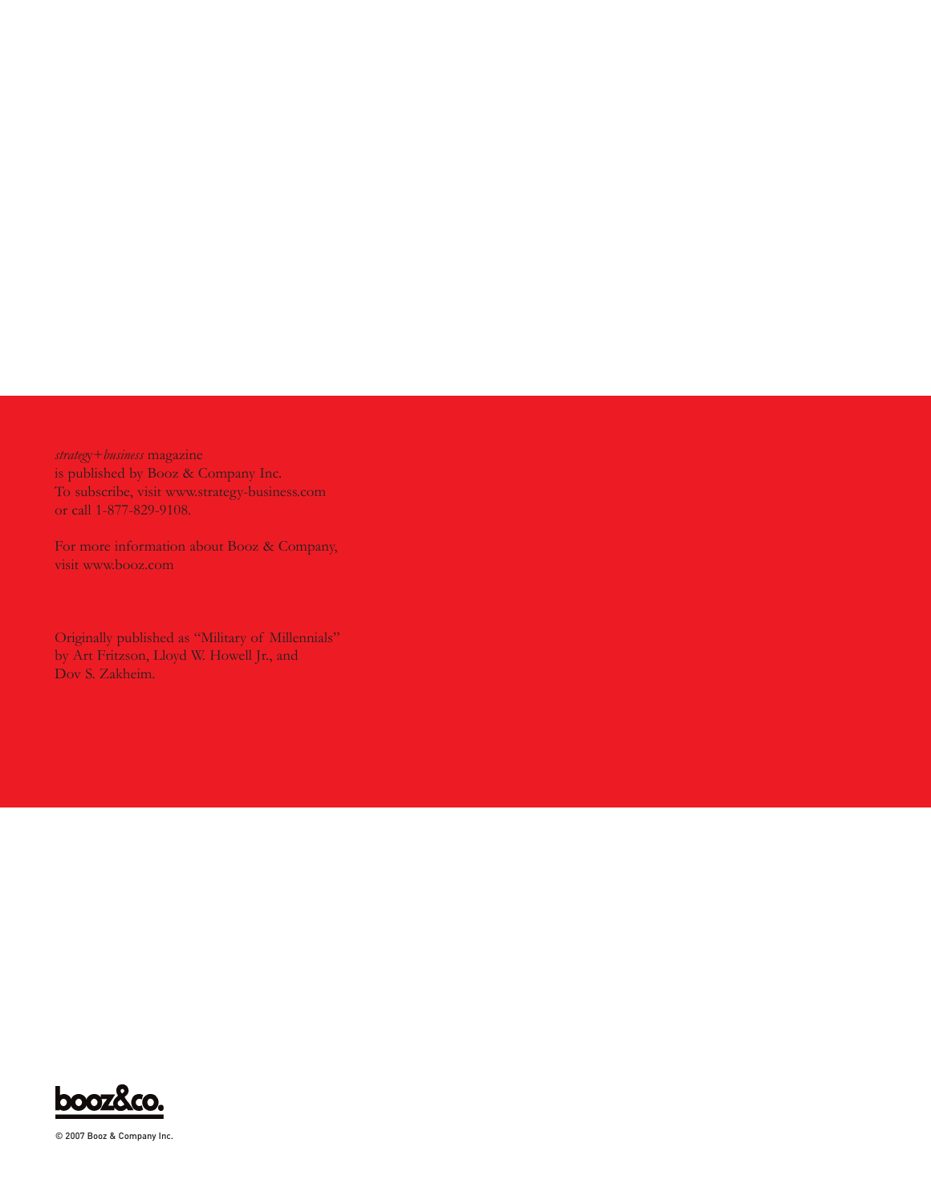*strategy+business* magazine
is published by Booz & Company Inc.
To subscribe, visit www.strategy-business.com
or call 1-877-829-9108.

For more information about Booz & Company,
visit www.booz.com

Originally published as "Military of Millennials"
by Art Fritzson, Lloyd W. Howell Jr., and
Dov S. Zakheim.

booz&co.

© 2007 Booz & Company Inc.